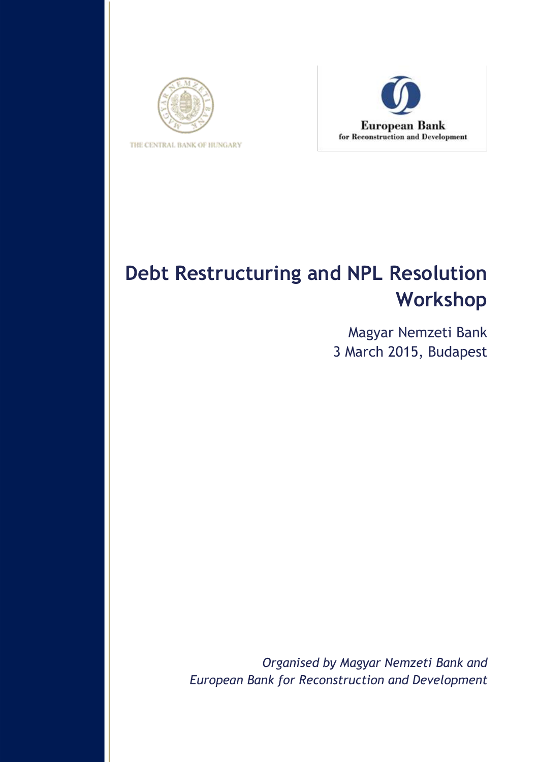THE CENTRAL BANK OF HUNGARY

European Bank
for Reconstruction and Development

# Debt Restructuring and NPL Resolution Workshop

Magyar Nemzeti Bank
3 March 2015, Budapest

*Organised by Magyar Nemzeti Bank and*
*European Bank for Reconstruction and Development*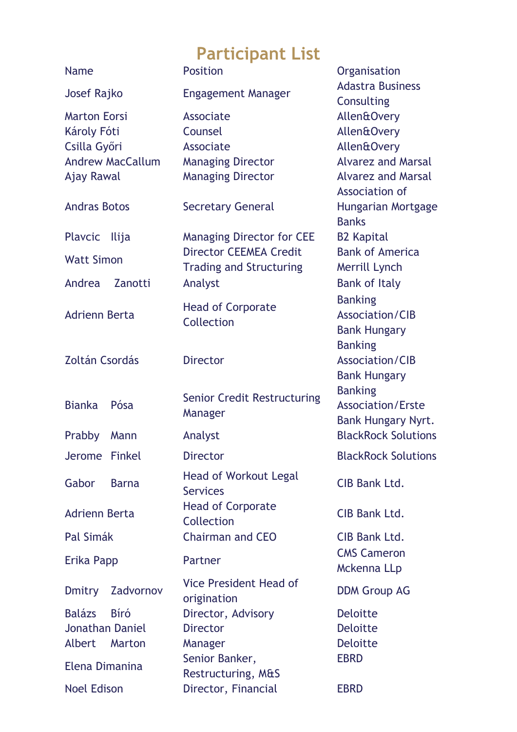# Participant List

| Name | Position | Organisation |
|---|---|---|
| Josef Rajko | Engagement Manager | Adastra Business Consulting |
| Marton Eorsi | Associate | Allen&Overy |
| Károly Fóti | Counsel | Allen&Overy |
| Csilla Győri | Associate | Allen&Overy |
| Andrew MacCallum | Managing Director | Alvarez and Marsal |
| Ajay Rawal | Managing Director | Alvarez and Marsal |
| Andras Botos | Secretary General | Association of Hungarian Mortgage Banks |
| Plavcic Ilija | Managing Director for CEE | B2 Kapital |
| Watt Simon | Director CEEMEA Credit Trading and Structuring | Bank of America Merrill Lynch |
| Andrea Zanotti | Analyst | Bank of Italy |
| Adrienn Berta | Head of Corporate Collection | Banking Association/CIB Bank Hungary |
| Zoltán Csordás | Director | Banking Association/CIB Bank Hungary |
| Bianka Pósa | Senior Credit Restructuring Manager | Banking Association/Erste Bank Hungary Nyrt. |
| Prabby Mann | Analyst | BlackRock Solutions |
| Jerome Finkel | Director | BlackRock Solutions |
| Gabor Barna | Head of Workout Legal Services | CIB Bank Ltd. |
| Adrienn Berta | Head of Corporate Collection | CIB Bank Ltd. |
| Pal Simák | Chairman and CEO | CIB Bank Ltd. |
| Erika Papp | Partner | CMS Cameron Mckenna LLp |
| Dmitry Zadvornov | Vice President Head of origination | DDM Group AG |
| Balázs Bíró | Director, Advisory | Deloitte |
| Jonathan Daniel | Director | Deloitte |
| Albert Marton | Manager | Deloitte |
| Elena Dimanina | Senior Banker, Restructuring, M&S | EBRD |
| Noel Edison | Director, Financial | EBRD |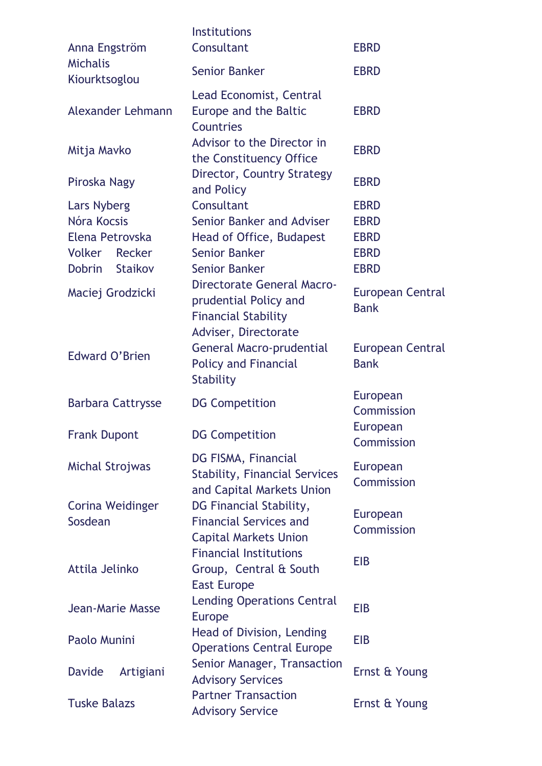| | | |
|---|---|---|
| | Institutions | |
| Anna Engström | Consultant | EBRD |
| Michalis Kiourktsoglou | Senior Banker | EBRD |
| Alexander Lehmann | Lead Economist, Central Europe and the Baltic Countries | EBRD |
| Mitja Mavko | Advisor to the Director in the Constituency Office | EBRD |
| Piroska Nagy | Director, Country Strategy and Policy | EBRD |
| Lars Nyberg | Consultant | EBRD |
| Nóra Kocsis | Senior Banker and Adviser | EBRD |
| Elena Petrovska | Head of Office, Budapest | EBRD |
| Volker Recker | Senior Banker | EBRD |
| Dobrin Staikov | Senior Banker | EBRD |
| Maciej Grodzicki | Directorate General Macro-prudential Policy and Financial Stability | European Central Bank |
| Edward O'Brien | Adviser, Directorate General Macro-prudential Policy and Financial Stability | European Central Bank |
| Barbara Cattrysse | DG Competition | European Commission |
| Frank Dupont | DG Competition | European Commission |
| Michal Strojwas | DG FISMA, Financial Stability, Financial Services and Capital Markets Union | European Commission |
| Corina Weidinger Sosdean | DG Financial Stability, Financial Services and Capital Markets Union | European Commission |
| Attila Jelinko | Financial Institutions Group, Central & South East Europe | EIB |
| Jean-Marie Masse | Lending Operations Central Europe | EIB |
| Paolo Munini | Head of Division, Lending Operations Central Europe | EIB |
| Davide Artigiani | Senior Manager, Transaction Advisory Services | Ernst & Young |
| Tuske Balazs | Partner Transaction Advisory Service | Ernst & Young |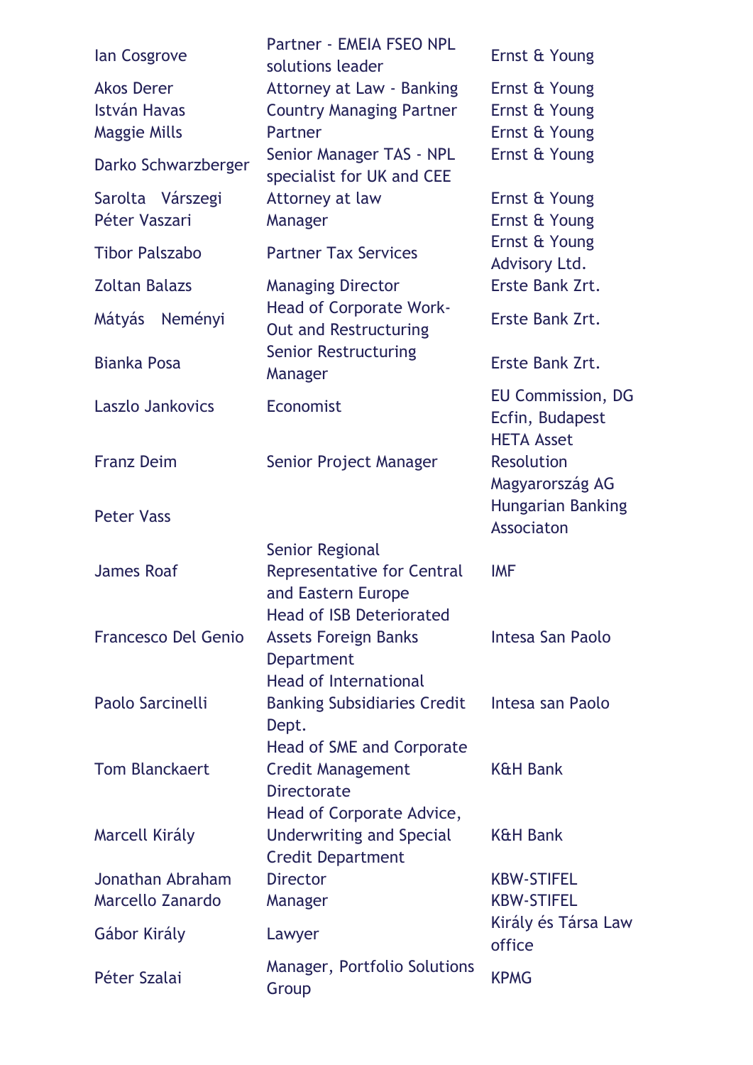| | | |
|---|---|---|
| Ian Cosgrove | Partner - EMEIA FSEO NPL solutions leader | Ernst & Young |
| Akos Derer | Attorney at Law - Banking | Ernst & Young |
| István Havas | Country Managing Partner | Ernst & Young |
| Maggie Mills | Partner | Ernst & Young |
| Darko Schwarzberger | Senior Manager TAS - NPL specialist for UK and CEE | Ernst & Young |
| Sarolta Várszegi | Attorney at law | Ernst & Young |
| Péter Vaszari | Manager | Ernst & Young |
| Tibor Palszabo | Partner Tax Services | Ernst & Young Advisory Ltd. |
| Zoltan Balazs | Managing Director | Erste Bank Zrt. |
| Mátyás Neményi | Head of Corporate Work-Out and Restructuring | Erste Bank Zrt. |
| Bianka Posa | Senior Restructuring Manager | Erste Bank Zrt. |
| Laszlo Jankovics | Economist | EU Commission, DG Ecfin, Budapest |
| Franz Deim | Senior Project Manager | HETA Asset Resolution Magyarország AG |
| Peter Vass | | Hungarian Banking Associaton |
| James Roaf | Senior Regional Representative for Central and Eastern Europe | IMF |
| Francesco Del Genio | Head of ISB Deteriorated Assets Foreign Banks Department | Intesa San Paolo |
| Paolo Sarcinelli | Head of International Banking Subsidiaries Credit Dept. | Intesa san Paolo |
| Tom Blanckaert | Head of SME and Corporate Credit Management Directorate | K&H Bank |
| Marcell Király | Head of Corporate Advice, Underwriting and Special Credit Department | K&H Bank |
| Jonathan Abraham | Director | KBW-STIFEL |
| Marcello Zanardo | Manager | KBW-STIFEL |
| Gábor Király | Lawyer | Király és Társa Law office |
| Péter Szalai | Manager, Portfolio Solutions Group | KPMG |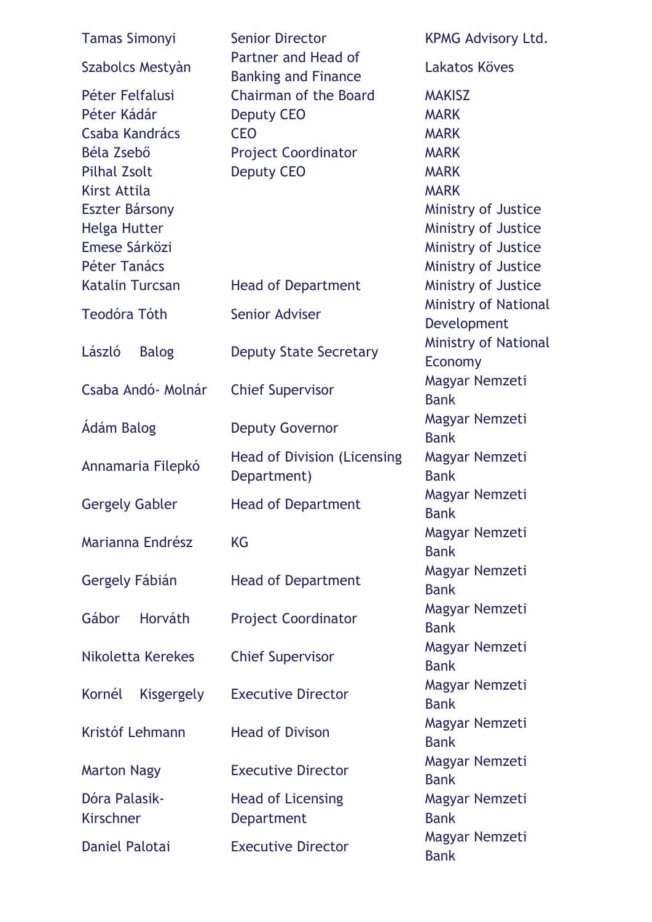| | | |
|---|---|---|
| Tamas Simonyi | Senior Director | KPMG Advisory Ltd. |
| Szabolcs Mestyàn | Partner and Head of Banking and Finance | Lakatos Köves |
| Péter Felfalusi | Chairman of the Board | MAKISZ |
| Péter Kádár | Deputy CEO | MARK |
| Csaba Kandrács | CEO | MARK |
| Béla Zsebő | Project Coordinator | MARK |
| Pilhal Zsolt | Deputy CEO | MARK |
| Kirst Attila | | MARK |
| Eszter Bársony | | Ministry of Justice |
| Helga Hutter | | Ministry of Justice |
| Emese Sárközi | | Ministry of Justice |
| Péter Tanács | | Ministry of Justice |
| Katalin Turcsan | Head of Department | Ministry of Justice |
| Teodóra Tóth | Senior Adviser | Ministry of National Development |
| László Balog | Deputy State Secretary | Ministry of National Economy |
| Csaba Andó- Molnár | Chief Supervisor | Magyar Nemzeti Bank |
| Ádám Balog | Deputy Governor | Magyar Nemzeti Bank |
| Annamaria Filepkó | Head of Division (Licensing Department) | Magyar Nemzeti Bank |
| Gergely Gabler | Head of Department | Magyar Nemzeti Bank |
| Marianna Endrész | KG | Magyar Nemzeti Bank |
| Gergely Fábián | Head of Department | Magyar Nemzeti Bank |
| Gábor Horváth | Project Coordinator | Magyar Nemzeti Bank |
| Nikoletta Kerekes | Chief Supervisor | Magyar Nemzeti Bank |
| Kornél Kisgergely | Executive Director | Magyar Nemzeti Bank |
| Kristóf Lehmann | Head of Divison | Magyar Nemzeti Bank |
| Marton Nagy | Executive Director | Magyar Nemzeti Bank |
| Dóra Palasik-Kirschner | Head of Licensing Department | Magyar Nemzeti Bank |
| Daniel Palotai | Executive Director | Magyar Nemzeti Bank |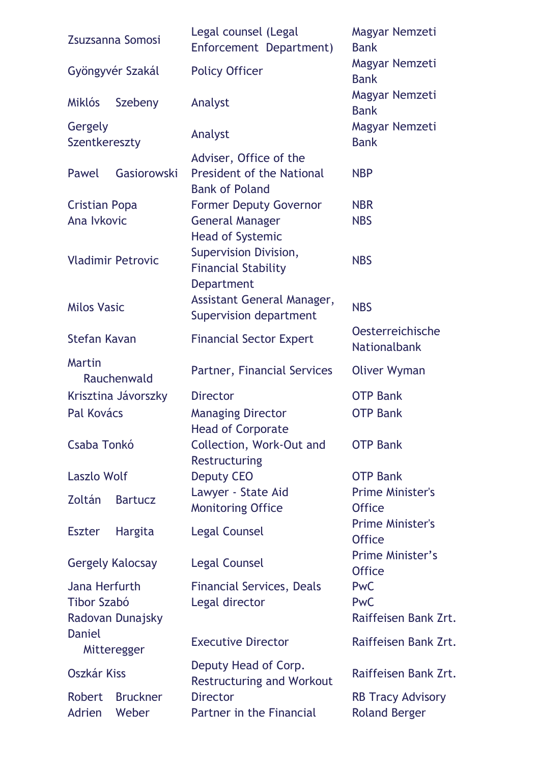| | | |
|---|---|---|
| Zsuzsanna Somosi | Legal counsel (Legal Enforcement Department) | Magyar Nemzeti Bank |
| Gyöngyvér Szakál | Policy Officer | Magyar Nemzeti Bank |
| Miklós Szebeny | Analyst | Magyar Nemzeti Bank |
| Gergely Szentkereszty | Analyst | Magyar Nemzeti Bank |
| Pawel Gasiorowski | Adviser, Office of the President of the National Bank of Poland | NBP |
| Cristian Popa | Former Deputy Governor | NBR |
| Ana Ivkovic | General Manager | NBS |
| Vladimir Petrovic | Head of Systemic Supervision Division, Financial Stability Department | NBS |
| Milos Vasic | Assistant General Manager, Supervision department | NBS |
| Stefan Kavan | Financial Sector Expert | Oesterreichische Nationalbank |
| Martin Rauchenwald | Partner, Financial Services | Oliver Wyman |
| Krisztina Jávorszky | Director | OTP Bank |
| Pal Kovács | Managing Director | OTP Bank |
| Csaba Tonkó | Head of Corporate Collection, Work-Out and Restructuring | OTP Bank |
| Laszlo Wolf | Deputy CEO | OTP Bank |
| Zoltán Bartucz | Lawyer - State Aid Monitoring Office | Prime Minister's Office |
| Eszter Hargita | Legal Counsel | Prime Minister's Office |
| Gergely Kalocsay | Legal Counsel | Prime Minister's Office |
| Jana Herfurth | Financial Services, Deals | PwC |
| Tibor Szabó | Legal director | PwC |
| Radovan Dunajsky | | Raiffeisen Bank Zrt. |
| Daniel Mitteregger | Executive Director | Raiffeisen Bank Zrt. |
| Oszkár Kiss | Deputy Head of Corp. Restructuring and Workout | Raiffeisen Bank Zrt. |
| Robert Bruckner | Director | RB Tracy Advisory |
| Adrien Weber | Partner in the Financial | Roland Berger |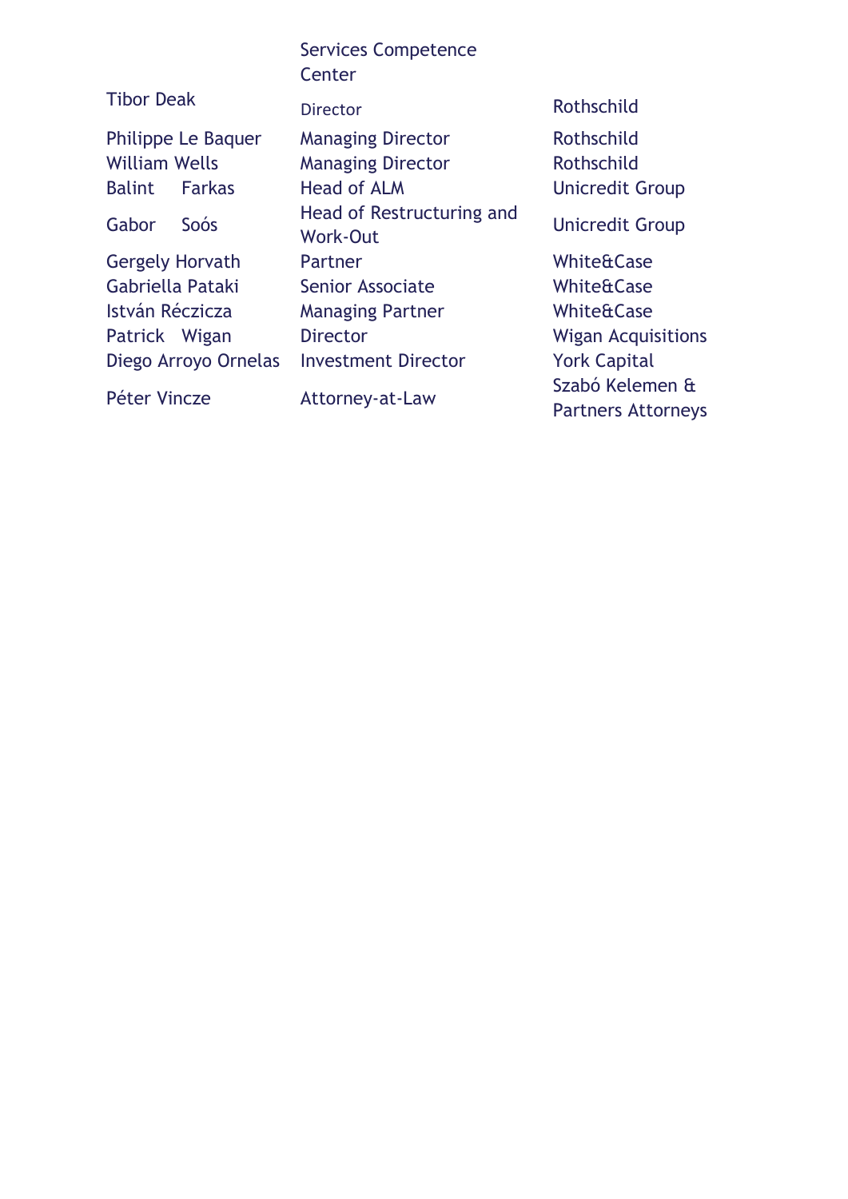| | | |
|---|---|---|
| | Services Competence Center | |
| Tibor Deak | Director | Rothschild |
| Philippe Le Baquer | Managing Director | Rothschild |
| William Wells | Managing Director | Rothschild |
| Balint Farkas | Head of ALM | Unicredit Group |
| Gabor Soós | Head of Restructuring and Work-Out | Unicredit Group |
| Gergely Horvath | Partner | White&Case |
| Gabriella Pataki | Senior Associate | White&Case |
| István Réczicza | Managing Partner | White&Case |
| Patrick Wigan | Director | Wigan Acquisitions |
| Diego Arroyo Ornelas | Investment Director | York Capital |
| Péter Vincze | Attorney-at-Law | Szabó Kelemen & Partners Attorneys |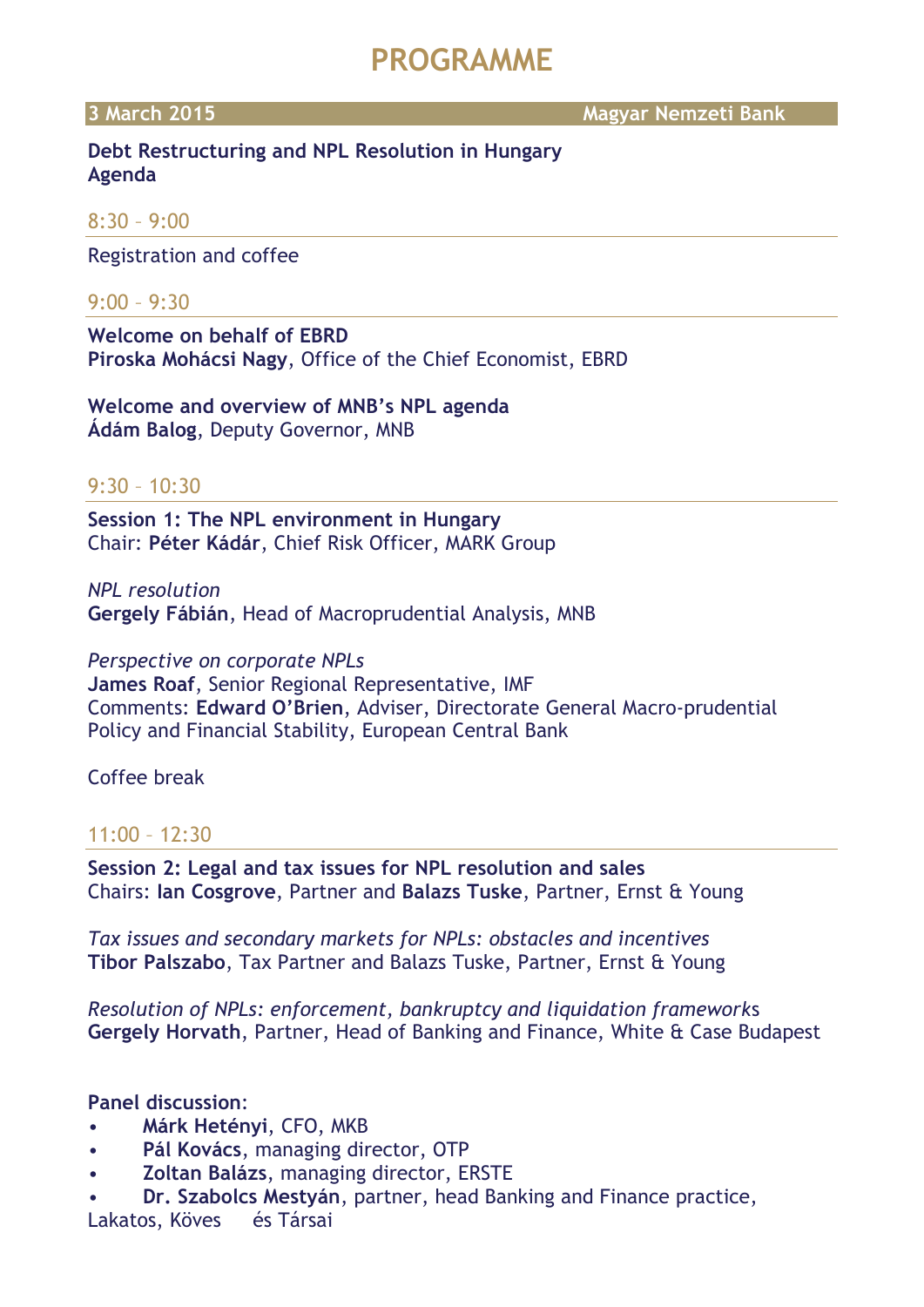# PROGRAMME

**3 March 2015** **Magyar Nemzeti Bank**

**Debt Restructuring and NPL Resolution in Hungary**
**Agenda**

8:30 – 9:00

Registration and coffee

9:00 – 9:30

**Welcome on behalf of EBRD**
**Piroska Mohácsi Nagy**, Office of the Chief Economist, EBRD

**Welcome and overview of MNB's NPL agenda**
**Ádám Balog**, Deputy Governor, MNB

9:30 – 10:30

**Session 1: The NPL environment in Hungary**
Chair: **Péter Kádár**, Chief Risk Officer, MARK Group

*NPL resolution*
**Gergely Fábián**, Head of Macroprudential Analysis, MNB

*Perspective on corporate NPLs*
**James Roaf**, Senior Regional Representative, IMF
Comments: **Edward O'Brien**, Adviser, Directorate General Macro-prudential Policy and Financial Stability, European Central Bank

Coffee break

11:00 – 12:30

**Session 2: Legal and tax issues for NPL resolution and sales**
Chairs: **Ian Cosgrove**, Partner and **Balazs Tuske**, Partner, Ernst & Young

*Tax issues and secondary markets for NPLs: obstacles and incentives*
**Tibor Palszabo**, Tax Partner and Balazs Tuske, Partner, Ernst & Young

*Resolution of NPLs: enforcement, bankruptcy and liquidation frameworks*
**Gergely Horvath**, Partner, Head of Banking and Finance, White & Case Budapest

**Panel discussion**:

- **Márk Hetényi**, CFO, MKB
- **Pál Kovács**, managing director, OTP
- **Zoltan Balázs**, managing director, ERSTE
- **Dr. Szabolcs Mestyán**, partner, head Banking and Finance practice, Lakatos, Köves és Társai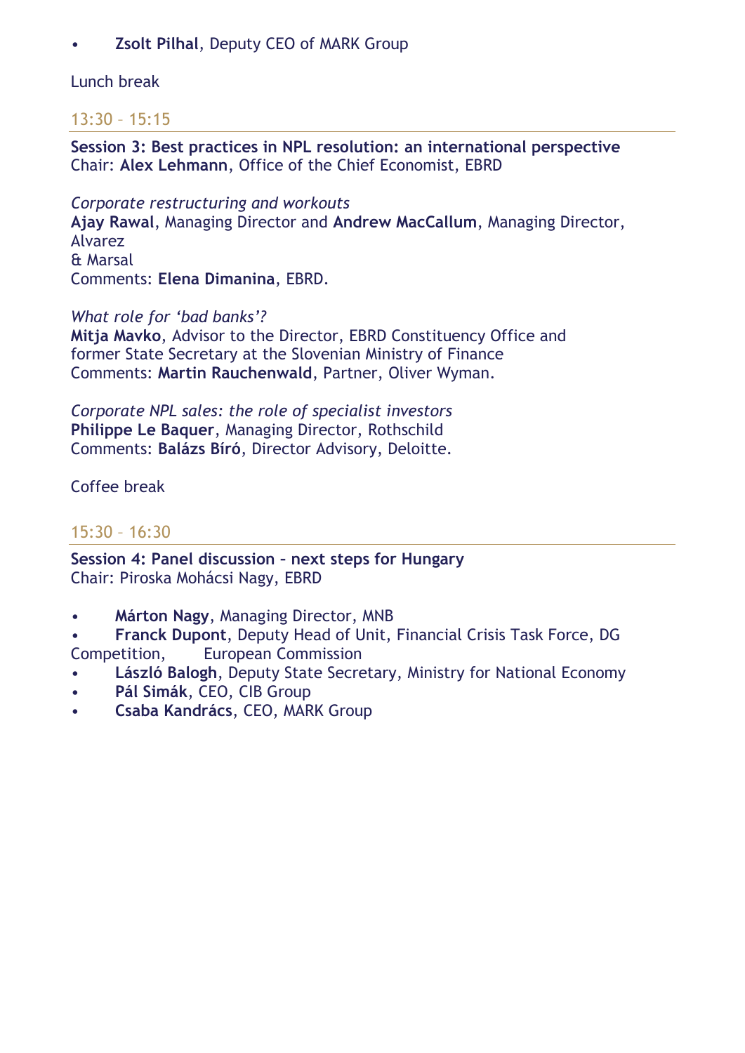- **Zsolt Pilhal**, Deputy CEO of MARK Group

Lunch break

## 13:30 – 15:15

**Session 3: Best practices in NPL resolution: an international perspective**
Chair: **Alex Lehmann**, Office of the Chief Economist, EBRD

*Corporate restructuring and workouts*
**Ajay Rawal**, Managing Director and **Andrew MacCallum**, Managing Director, Alvarez & Marsal
Comments: **Elena Dimanina**, EBRD.

*What role for 'bad banks'?*
**Mitja Mavko**, Advisor to the Director, EBRD Constituency Office and former State Secretary at the Slovenian Ministry of Finance
Comments: **Martin Rauchenwald**, Partner, Oliver Wyman.

*Corporate NPL sales: the role of specialist investors*
**Philippe Le Baquer**, Managing Director, Rothschild
Comments: **Balázs Bíró**, Director Advisory, Deloitte.

Coffee break

## 15:30 – 16:30

**Session 4: Panel discussion – next steps for Hungary**
Chair: Piroska Mohácsi Nagy, EBRD

- **Márton Nagy**, Managing Director, MNB
- **Franck Dupont**, Deputy Head of Unit, Financial Crisis Task Force, DG Competition, European Commission
- **László Balogh**, Deputy State Secretary, Ministry for National Economy
- **Pál Simák**, CEO, CIB Group
- **Csaba Kandrács**, CEO, MARK Group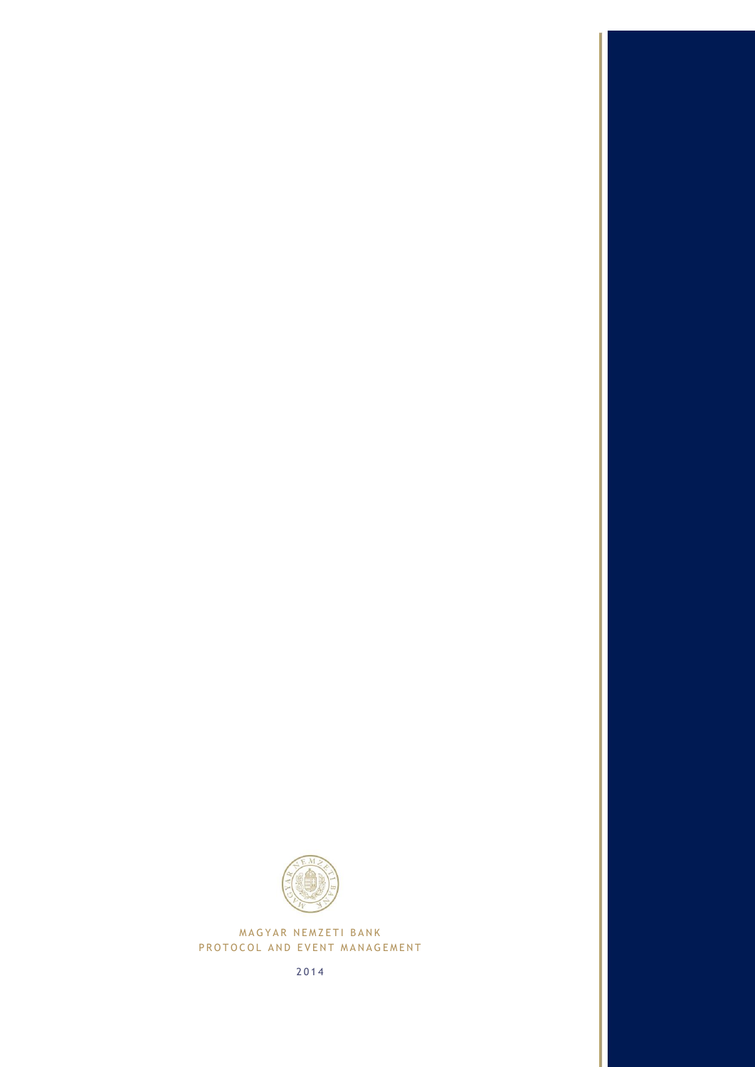MAGYAR NEMZETI BANK
PROTOCOL AND EVENT MANAGEMENT

2014